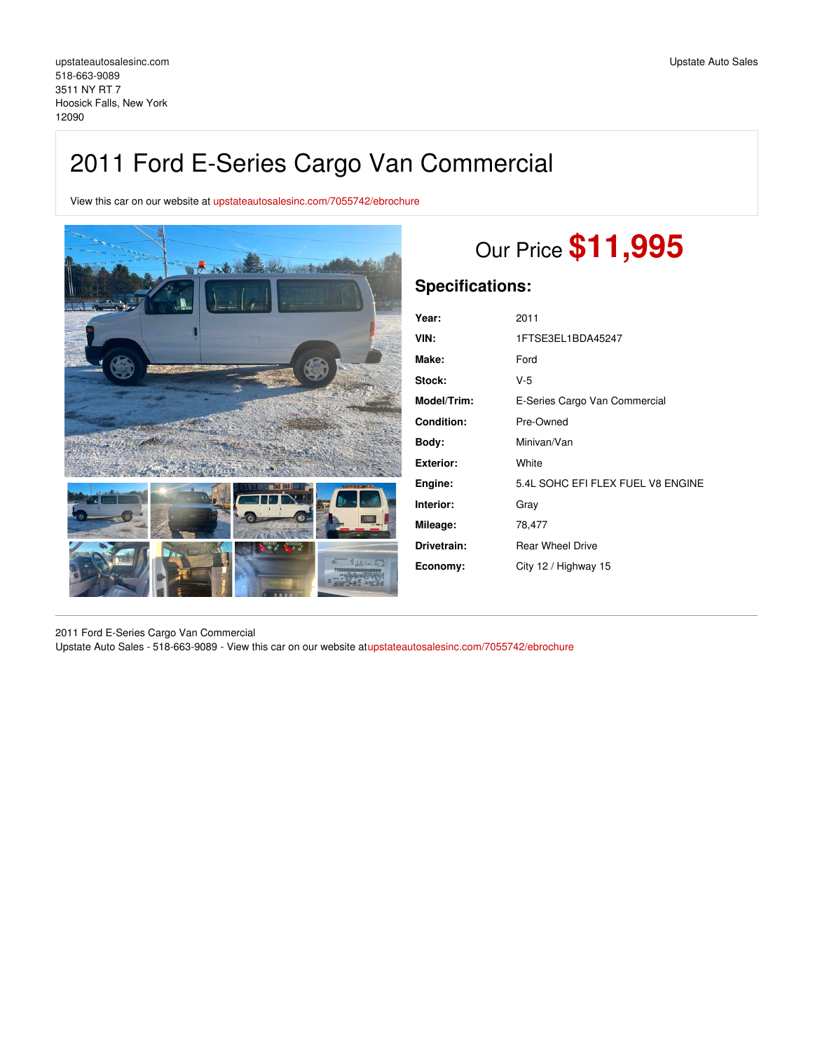upstateautosalesinc.com
518-663-9089
3511 NY RT 7
Hoosick Falls, New York
12090

Upstate Auto Sales

# 2011 Ford E-Series Cargo Van Commercial

View this car on our website at upstateautosalesinc.com/7055742/ebrochure

Our Price **$11,995**

## Specifications:

| | |
|---|---|
| **Year:** | 2011 |
| **VIN:** | 1FTSE3EL1BDA45247 |
| **Make:** | Ford |
| **Stock:** | V-5 |
| **Model/Trim:** | E-Series Cargo Van Commercial |
| **Condition:** | Pre-Owned |
| **Body:** | Minivan/Van |
| **Exterior:** | White |
| **Engine:** | 5.4L SOHC EFI FLEX FUEL V8 ENGINE |
| **Interior:** | Gray |
| **Mileage:** | 78,477 |
| **Drivetrain:** | Rear Wheel Drive |
| **Economy:** | City 12 / Highway 15 |

2011 Ford E-Series Cargo Van Commercial
Upstate Auto Sales - 518-663-9089 - View this car on our website atupstateautosalesinc.com/7055742/ebrochure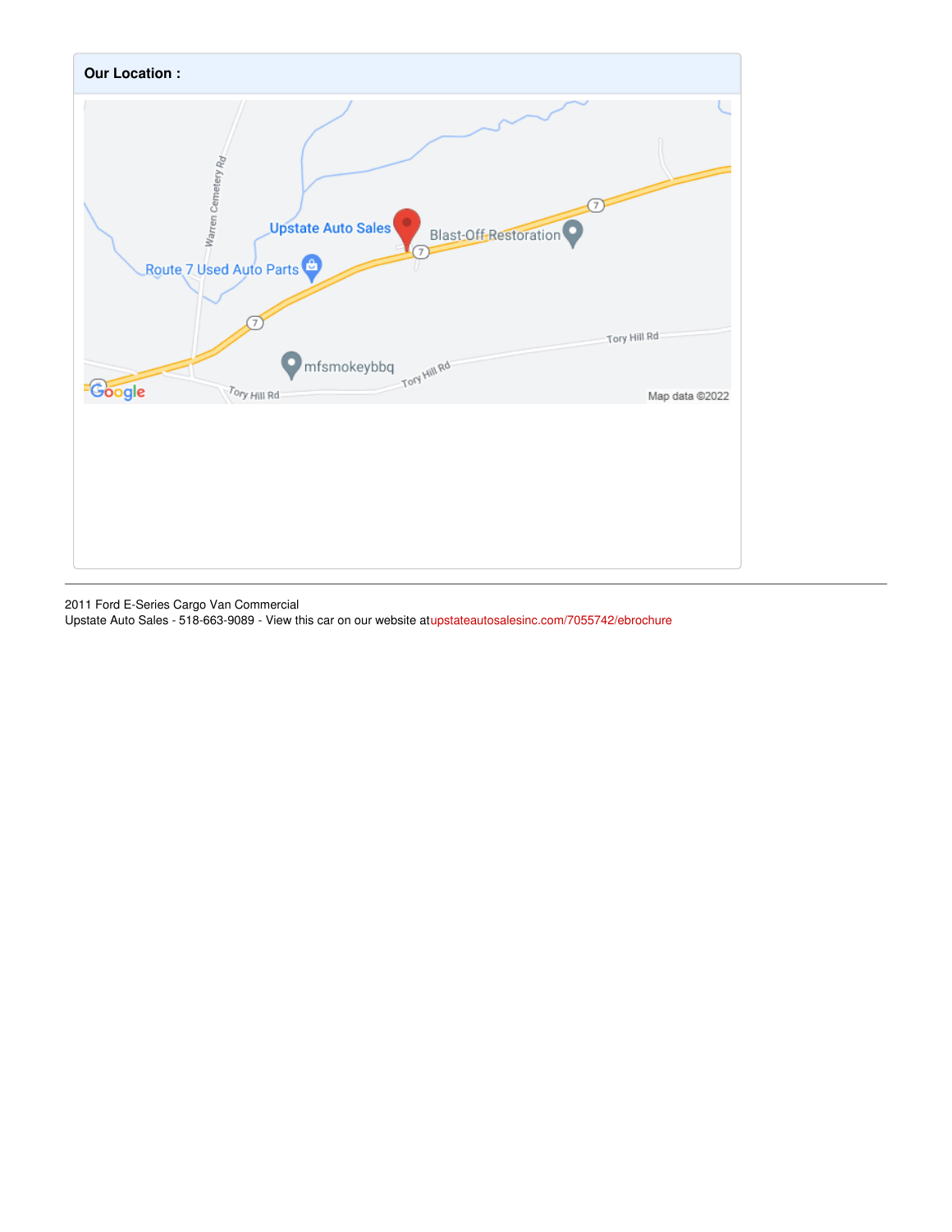**Our Location :**

2011 Ford E-Series Cargo Van Commercial
Upstate Auto Sales - 518-663-9089 - View this car on our website atupstateautosalesinc.com/7055742/ebrochure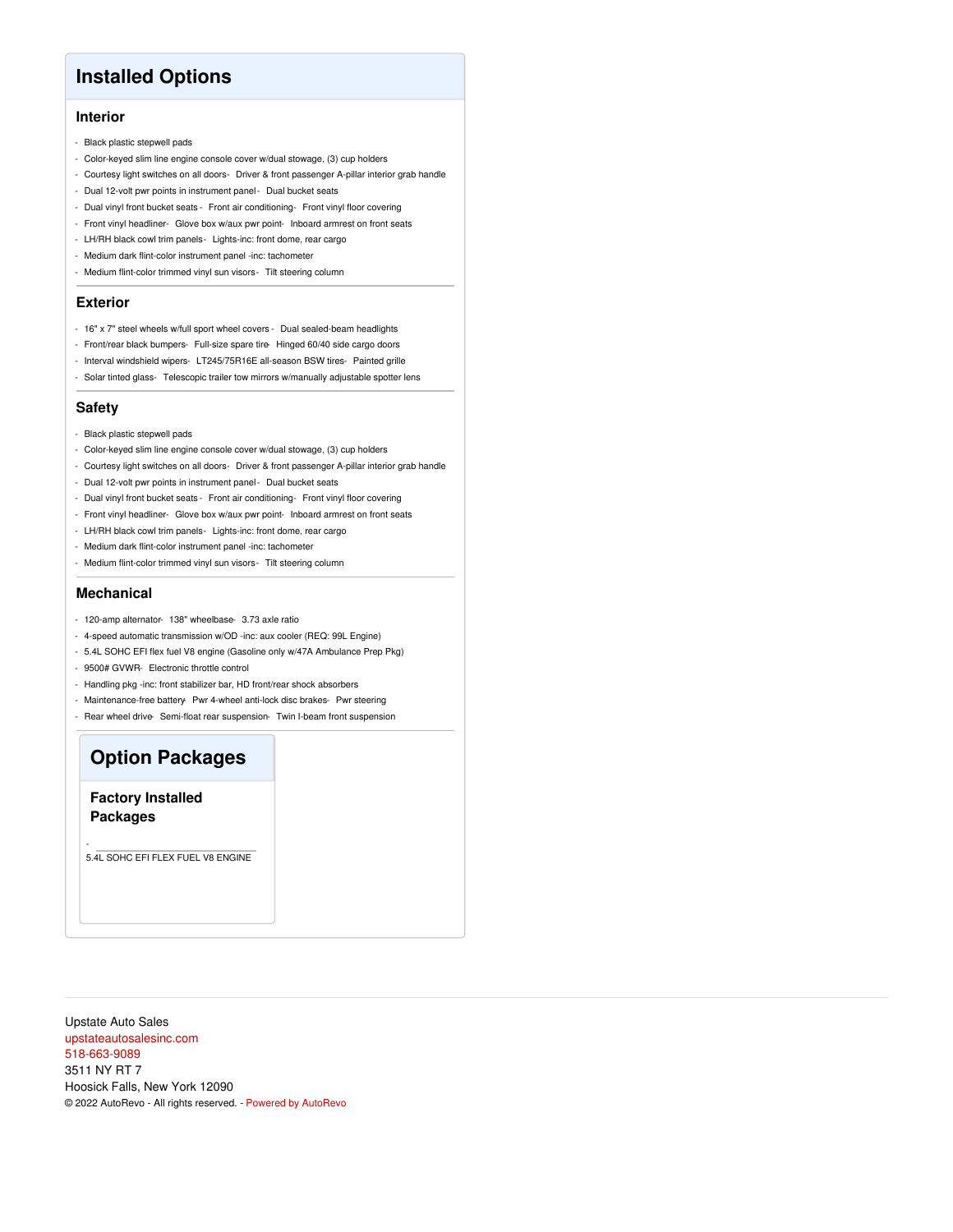# Installed Options

## Interior

- Black plastic stepwell pads
- Color-keyed slim line engine console cover w/dual stowage, (3) cup holders
- Courtesy light switches on all doors- Driver & front passenger A-pillar interior grab handle
- Dual 12-volt pwr points in instrument panel- Dual bucket seats
- Dual vinyl front bucket seats - Front air conditioning- Front vinyl floor covering
- Front vinyl headliner- Glove box w/aux pwr point- Inboard armrest on front seats
- LH/RH black cowl trim panels- Lights-inc: front dome, rear cargo
- Medium dark flint-color instrument panel -inc: tachometer
- Medium flint-color trimmed vinyl sun visors- Tilt steering column

## Exterior

- 16" x 7" steel wheels w/full sport wheel covers - Dual sealed-beam headlights
- Front/rear black bumpers- Full-size spare tire- Hinged 60/40 side cargo doors
- Interval windshield wipers- LT245/75R16E all-season BSW tires- Painted grille
- Solar tinted glass- Telescopic trailer tow mirrors w/manually adjustable spotter lens

## Safety

- Black plastic stepwell pads
- Color-keyed slim line engine console cover w/dual stowage, (3) cup holders
- Courtesy light switches on all doors- Driver & front passenger A-pillar interior grab handle
- Dual 12-volt pwr points in instrument panel- Dual bucket seats
- Dual vinyl front bucket seats - Front air conditioning- Front vinyl floor covering
- Front vinyl headliner- Glove box w/aux pwr point- Inboard armrest on front seats
- LH/RH black cowl trim panels- Lights-inc: front dome, rear cargo
- Medium dark flint-color instrument panel -inc: tachometer
- Medium flint-color trimmed vinyl sun visors- Tilt steering column

## Mechanical

- 120-amp alternator- 138" wheelbase- 3.73 axle ratio
- 4-speed automatic transmission w/OD -inc: aux cooler (REQ: 99L Engine)
- 5.4L SOHC EFI flex fuel V8 engine (Gasoline only w/47A Ambulance Prep Pkg)
- 9500# GVWR- Electronic throttle control
- Handling pkg -inc: front stabilizer bar, HD front/rear shock absorbers
- Maintenance-free battery- Pwr 4-wheel anti-lock disc brakes- Pwr steering
- Rear wheel drive- Semi-float rear suspension- Twin I-beam front suspension

# Option Packages

## Factory Installed Packages

- 5.4L SOHC EFI FLEX FUEL V8 ENGINE

Upstate Auto Sales
upstateautosalesinc.com
518-663-9089
3511 NY RT 7
Hoosick Falls, New York 12090
© 2022 AutoRevo - All rights reserved. - Powered by AutoRevo